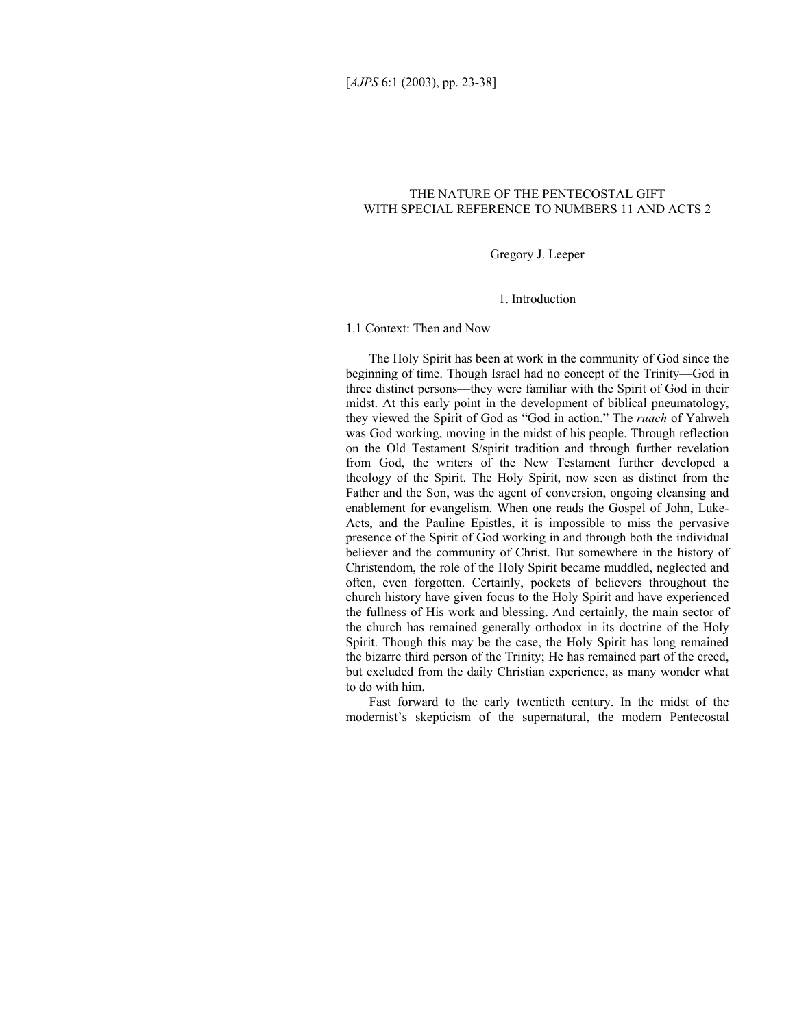# THE NATURE OF THE PENTECOSTAL GIFT WITH SPECIAL REFERENCE TO NUMBERS 11 AND ACTS 2

Gregory J. Leeper

## 1. Introduction

### 1.1 Context: Then and Now

The Holy Spirit has been at work in the community of God since the beginning of time. Though Israel had no concept of the Trinity—God in three distinct persons—they were familiar with the Spirit of God in their midst. At this early point in the development of biblical pneumatology, they viewed the Spirit of God as "God in action." The *ruach* of Yahweh was God working, moving in the midst of his people. Through reflection on the Old Testament S/spirit tradition and through further revelation from God, the writers of the New Testament further developed a theology of the Spirit. The Holy Spirit, now seen as distinct from the Father and the Son, was the agent of conversion, ongoing cleansing and enablement for evangelism. When one reads the Gospel of John, Luke-Acts, and the Pauline Epistles, it is impossible to miss the pervasive presence of the Spirit of God working in and through both the individual believer and the community of Christ. But somewhere in the history of Christendom, the role of the Holy Spirit became muddled, neglected and often, even forgotten. Certainly, pockets of believers throughout the church history have given focus to the Holy Spirit and have experienced the fullness of His work and blessing. And certainly, the main sector of the church has remained generally orthodox in its doctrine of the Holy Spirit. Though this may be the case, the Holy Spirit has long remained the bizarre third person of the Trinity; He has remained part of the creed, but excluded from the daily Christian experience, as many wonder what to do with him.

Fast forward to the early twentieth century. In the midst of the modernist's skepticism of the supernatural, the modern Pentecostal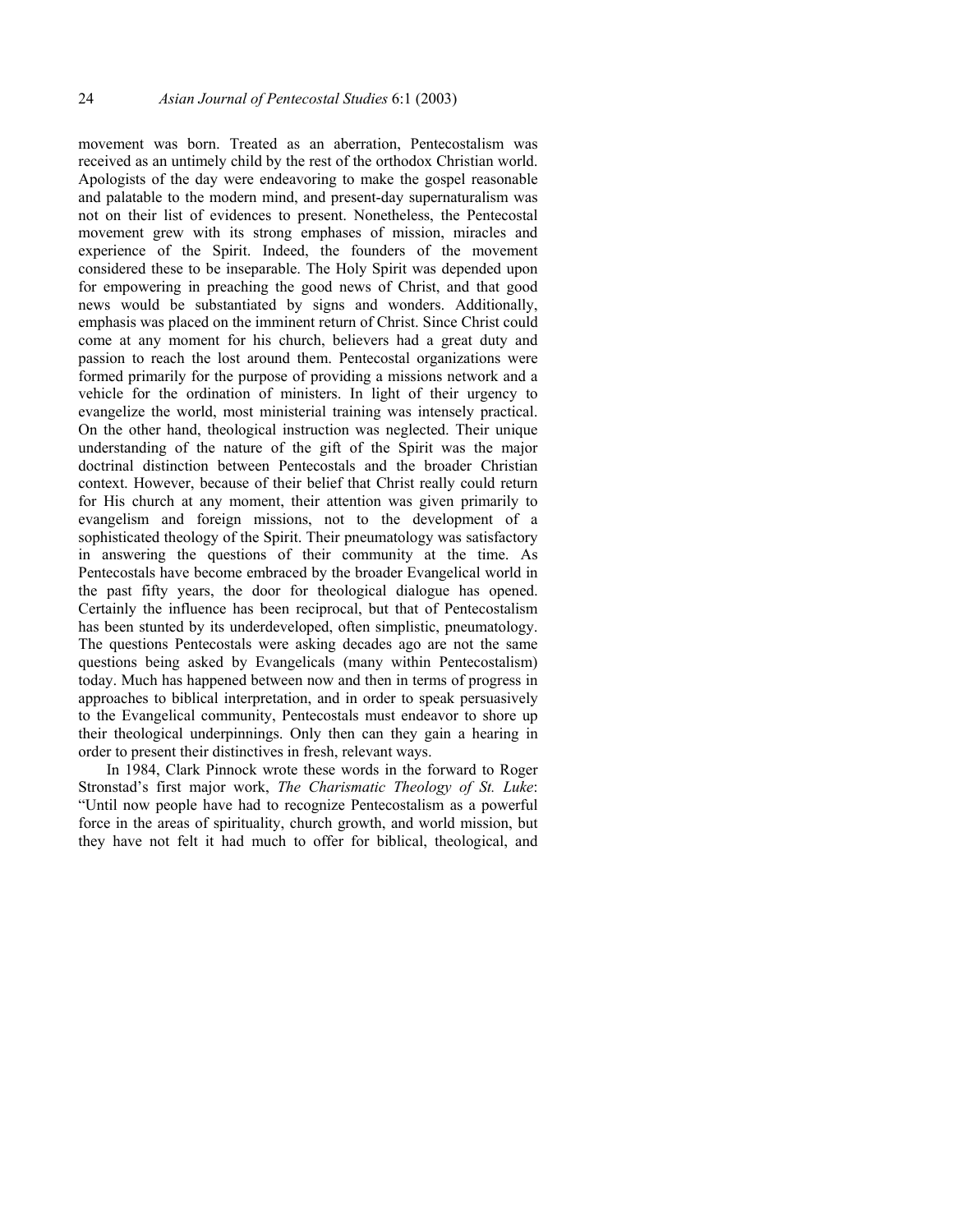movement was born. Treated as an aberration, Pentecostalism was received as an untimely child by the rest of the orthodox Christian world. Apologists of the day were endeavoring to make the gospel reasonable and palatable to the modern mind, and present-day supernaturalism was not on their list of evidences to present. Nonetheless, the Pentecostal movement grew with its strong emphases of mission, miracles and experience of the Spirit. Indeed, the founders of the movement considered these to be inseparable. The Holy Spirit was depended upon for empowering in preaching the good news of Christ, and that good news would be substantiated by signs and wonders. Additionally, emphasis was placed on the imminent return of Christ. Since Christ could come at any moment for his church, believers had a great duty and passion to reach the lost around them. Pentecostal organizations were formed primarily for the purpose of providing a missions network and a vehicle for the ordination of ministers. In light of their urgency to evangelize the world, most ministerial training was intensely practical. On the other hand, theological instruction was neglected. Their unique understanding of the nature of the gift of the Spirit was the major doctrinal distinction between Pentecostals and the broader Christian context. However, because of their belief that Christ really could return for His church at any moment, their attention was given primarily to evangelism and foreign missions, not to the development of a sophisticated theology of the Spirit. Their pneumatology was satisfactory in answering the questions of their community at the time. As Pentecostals have become embraced by the broader Evangelical world in the past fifty years, the door for theological dialogue has opened. Certainly the influence has been reciprocal, but that of Pentecostalism has been stunted by its underdeveloped, often simplistic, pneumatology. The questions Pentecostals were asking decades ago are not the same questions being asked by Evangelicals (many within Pentecostalism) today. Much has happened between now and then in terms of progress in approaches to biblical interpretation, and in order to speak persuasively to the Evangelical community, Pentecostals must endeavor to shore up their theological underpinnings. Only then can they gain a hearing in order to present their distinctives in fresh, relevant ways.

In 1984, Clark Pinnock wrote these words in the forward to Roger Stronstad's first major work, *The Charismatic Theology of St. Luke*: "Until now people have had to recognize Pentecostalism as a powerful force in the areas of spirituality, church growth, and world mission, but they have not felt it had much to offer for biblical, theological, and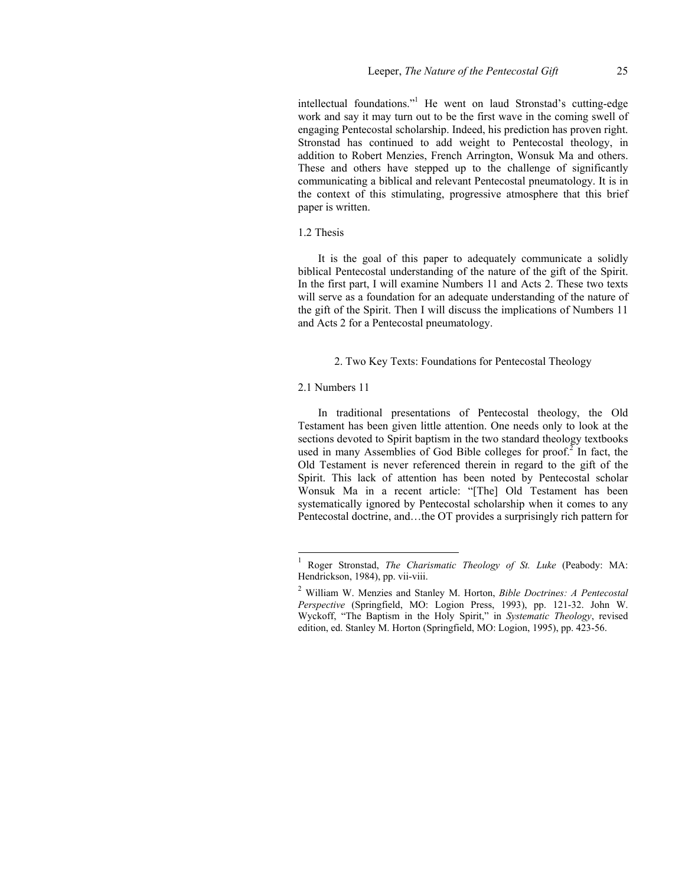intellectual foundations."[1] He went on laud Stronstad's cutting-edge work and say it may turn out to be the first wave in the coming swell of engaging Pentecostal scholarship. Indeed, his prediction has proven right. Stronstad has continued to add weight to Pentecostal theology, in addition to Robert Menzies, French Arrington, Wonsuk Ma and others. These and others have stepped up to the challenge of significantly communicating a biblical and relevant Pentecostal pneumatology. It is in the context of this stimulating, progressive atmosphere that this brief paper is written.

### 1.2 Thesis

It is the goal of this paper to adequately communicate a solidly biblical Pentecostal understanding of the nature of the gift of the Spirit. In the first part, I will examine Numbers 11 and Acts 2. These two texts will serve as a foundation for an adequate understanding of the nature of the gift of the Spirit. Then I will discuss the implications of Numbers 11 and Acts 2 for a Pentecostal pneumatology.

## 2. Two Key Texts: Foundations for Pentecostal Theology

### 2.1 Numbers 11

In traditional presentations of Pentecostal theology, the Old Testament has been given little attention. One needs only to look at the sections devoted to Spirit baptism in the two standard theology textbooks used in many Assemblies of God Bible colleges for proof.[2] In fact, the Old Testament is never referenced therein in regard to the gift of the Spirit. This lack of attention has been noted by Pentecostal scholar Wonsuk Ma in a recent article: "[The] Old Testament has been systematically ignored by Pentecostal scholarship when it comes to any Pentecostal doctrine, and…the OT provides a surprisingly rich pattern for

---

[1] Roger Stronstad, *The Charismatic Theology of St. Luke* (Peabody: MA: Hendrickson, 1984), pp. vii-viii.

[2] William W. Menzies and Stanley M. Horton, *Bible Doctrines: A Pentecostal Perspective* (Springfield, MO: Logion Press, 1993), pp. 121-32. John W. Wyckoff, "The Baptism in the Holy Spirit," in *Systematic Theology*, revised edition, ed. Stanley M. Horton (Springfield, MO: Logion, 1995), pp. 423-56.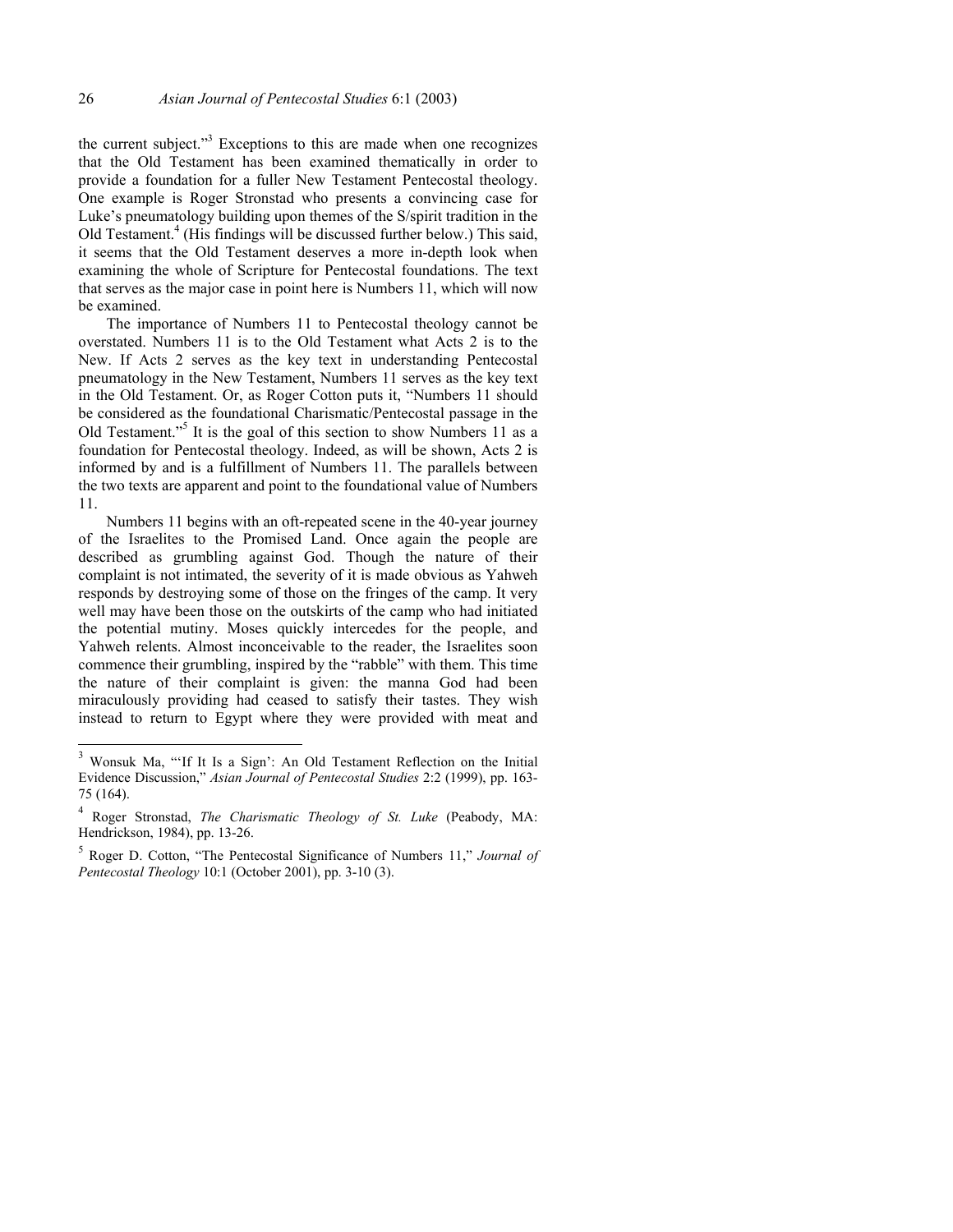the current subject."[3] Exceptions to this are made when one recognizes that the Old Testament has been examined thematically in order to provide a foundation for a fuller New Testament Pentecostal theology. One example is Roger Stronstad who presents a convincing case for Luke's pneumatology building upon themes of the S/spirit tradition in the Old Testament.[4] (His findings will be discussed further below.) This said, it seems that the Old Testament deserves a more in-depth look when examining the whole of Scripture for Pentecostal foundations. The text that serves as the major case in point here is Numbers 11, which will now be examined.

The importance of Numbers 11 to Pentecostal theology cannot be overstated. Numbers 11 is to the Old Testament what Acts 2 is to the New. If Acts 2 serves as the key text in understanding Pentecostal pneumatology in the New Testament, Numbers 11 serves as the key text in the Old Testament. Or, as Roger Cotton puts it, "Numbers 11 should be considered as the foundational Charismatic/Pentecostal passage in the Old Testament."[5] It is the goal of this section to show Numbers 11 as a foundation for Pentecostal theology. Indeed, as will be shown, Acts 2 is informed by and is a fulfillment of Numbers 11. The parallels between the two texts are apparent and point to the foundational value of Numbers 11.

Numbers 11 begins with an oft-repeated scene in the 40-year journey of the Israelites to the Promised Land. Once again the people are described as grumbling against God. Though the nature of their complaint is not intimated, the severity of it is made obvious as Yahweh responds by destroying some of those on the fringes of the camp. It very well may have been those on the outskirts of the camp who had initiated the potential mutiny. Moses quickly intercedes for the people, and Yahweh relents. Almost inconceivable to the reader, the Israelites soon commence their grumbling, inspired by the "rabble" with them. This time the nature of their complaint is given: the manna God had been miraculously providing had ceased to satisfy their tastes. They wish instead to return to Egypt where they were provided with meat and

---

[3] Wonsuk Ma, "'If It Is a Sign': An Old Testament Reflection on the Initial Evidence Discussion," *Asian Journal of Pentecostal Studies* 2:2 (1999), pp. 163-75 (164).

[4] Roger Stronstad, *The Charismatic Theology of St. Luke* (Peabody, MA: Hendrickson, 1984), pp. 13-26.

[5] Roger D. Cotton, "The Pentecostal Significance of Numbers 11," *Journal of Pentecostal Theology* 10:1 (October 2001), pp. 3-10 (3).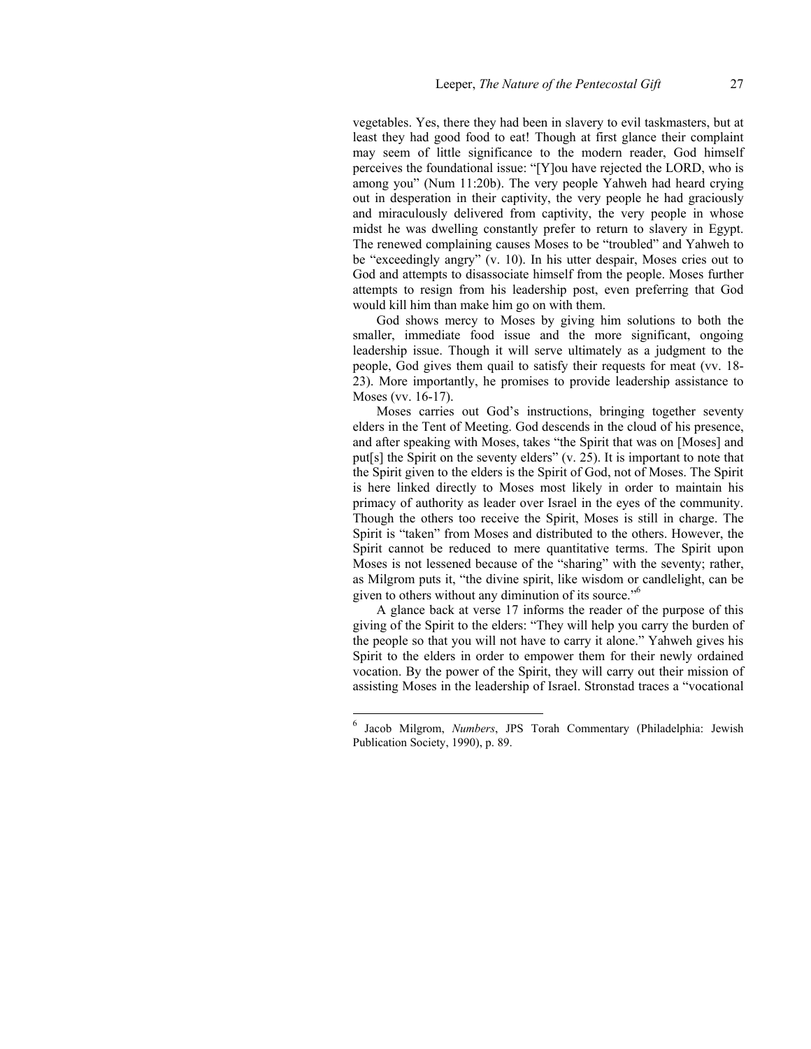vegetables. Yes, there they had been in slavery to evil taskmasters, but at least they had good food to eat! Though at first glance their complaint may seem of little significance to the modern reader, God himself perceives the foundational issue: "[Y]ou have rejected the LORD, who is among you" (Num 11:20b). The very people Yahweh had heard crying out in desperation in their captivity, the very people he had graciously and miraculously delivered from captivity, the very people in whose midst he was dwelling constantly prefer to return to slavery in Egypt. The renewed complaining causes Moses to be "troubled" and Yahweh to be "exceedingly angry" (v. 10). In his utter despair, Moses cries out to God and attempts to disassociate himself from the people. Moses further attempts to resign from his leadership post, even preferring that God would kill him than make him go on with them.

God shows mercy to Moses by giving him solutions to both the smaller, immediate food issue and the more significant, ongoing leadership issue. Though it will serve ultimately as a judgment to the people, God gives them quail to satisfy their requests for meat (vv. 18-23). More importantly, he promises to provide leadership assistance to Moses (vv. 16-17).

Moses carries out God's instructions, bringing together seventy elders in the Tent of Meeting. God descends in the cloud of his presence, and after speaking with Moses, takes "the Spirit that was on [Moses] and put[s] the Spirit on the seventy elders" (v. 25). It is important to note that the Spirit given to the elders is the Spirit of God, not of Moses. The Spirit is here linked directly to Moses most likely in order to maintain his primacy of authority as leader over Israel in the eyes of the community. Though the others too receive the Spirit, Moses is still in charge. The Spirit is "taken" from Moses and distributed to the others. However, the Spirit cannot be reduced to mere quantitative terms. The Spirit upon Moses is not lessened because of the "sharing" with the seventy; rather, as Milgrom puts it, "the divine spirit, like wisdom or candlelight, can be given to others without any diminution of its source."[6]

A glance back at verse 17 informs the reader of the purpose of this giving of the Spirit to the elders: "They will help you carry the burden of the people so that you will not have to carry it alone." Yahweh gives his Spirit to the elders in order to empower them for their newly ordained vocation. By the power of the Spirit, they will carry out their mission of assisting Moses in the leadership of Israel. Stronstad traces a "vocational

---

[6] Jacob Milgrom, *Numbers*, JPS Torah Commentary (Philadelphia: Jewish Publication Society, 1990), p. 89.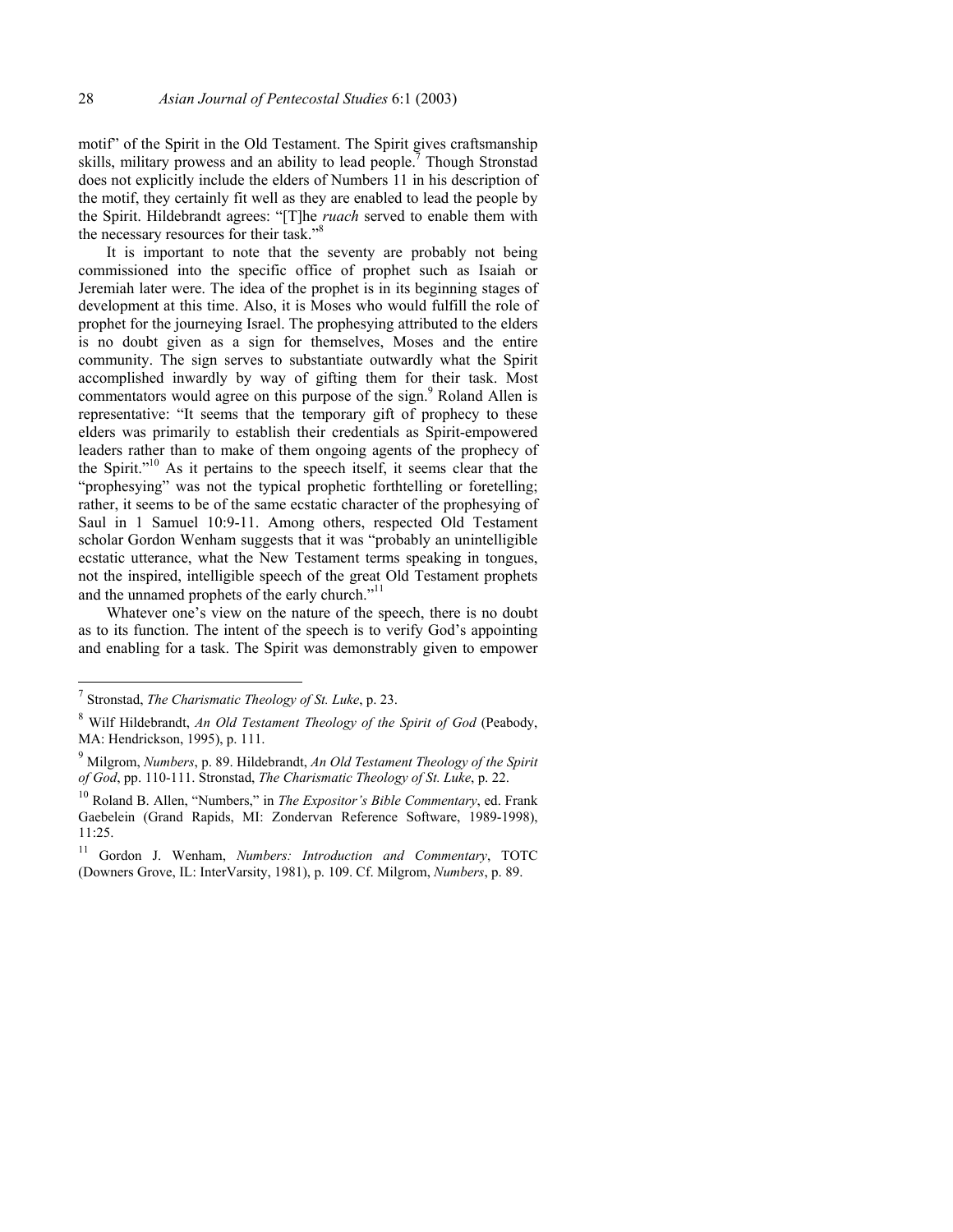motif" of the Spirit in the Old Testament. The Spirit gives craftsmanship skills, military prowess and an ability to lead people.[7] Though Stronstad does not explicitly include the elders of Numbers 11 in his description of the motif, they certainly fit well as they are enabled to lead the people by the Spirit. Hildebrandt agrees: "[T]he *ruach* served to enable them with the necessary resources for their task."[8]

It is important to note that the seventy are probably not being commissioned into the specific office of prophet such as Isaiah or Jeremiah later were. The idea of the prophet is in its beginning stages of development at this time. Also, it is Moses who would fulfill the role of prophet for the journeying Israel. The prophesying attributed to the elders is no doubt given as a sign for themselves, Moses and the entire community. The sign serves to substantiate outwardly what the Spirit accomplished inwardly by way of gifting them for their task. Most commentators would agree on this purpose of the sign.[9] Roland Allen is representative: "It seems that the temporary gift of prophecy to these elders was primarily to establish their credentials as Spirit-empowered leaders rather than to make of them ongoing agents of the prophecy of the Spirit."[10] As it pertains to the speech itself, it seems clear that the "prophesying" was not the typical prophetic forthtelling or foretelling; rather, it seems to be of the same ecstatic character of the prophesying of Saul in 1 Samuel 10:9-11. Among others, respected Old Testament scholar Gordon Wenham suggests that it was "probably an unintelligible ecstatic utterance, what the New Testament terms speaking in tongues, not the inspired, intelligible speech of the great Old Testament prophets and the unnamed prophets of the early church."[11]

Whatever one's view on the nature of the speech, there is no doubt as to its function. The intent of the speech is to verify God's appointing and enabling for a task. The Spirit was demonstrably given to empower

---

[7] Stronstad, *The Charismatic Theology of St. Luke*, p. 23.

[8] Wilf Hildebrandt, *An Old Testament Theology of the Spirit of God* (Peabody, MA: Hendrickson, 1995), p. 111.

[9] Milgrom, *Numbers*, p. 89. Hildebrandt, *An Old Testament Theology of the Spirit of God*, pp. 110-111. Stronstad, *The Charismatic Theology of St. Luke*, p. 22.

[10] Roland B. Allen, "Numbers," in *The Expositor's Bible Commentary*, ed. Frank Gaebelein (Grand Rapids, MI: Zondervan Reference Software, 1989-1998), 11:25.

[11] Gordon J. Wenham, *Numbers: Introduction and Commentary*, TOTC (Downers Grove, IL: InterVarsity, 1981), p. 109. Cf. Milgrom, *Numbers*, p. 89.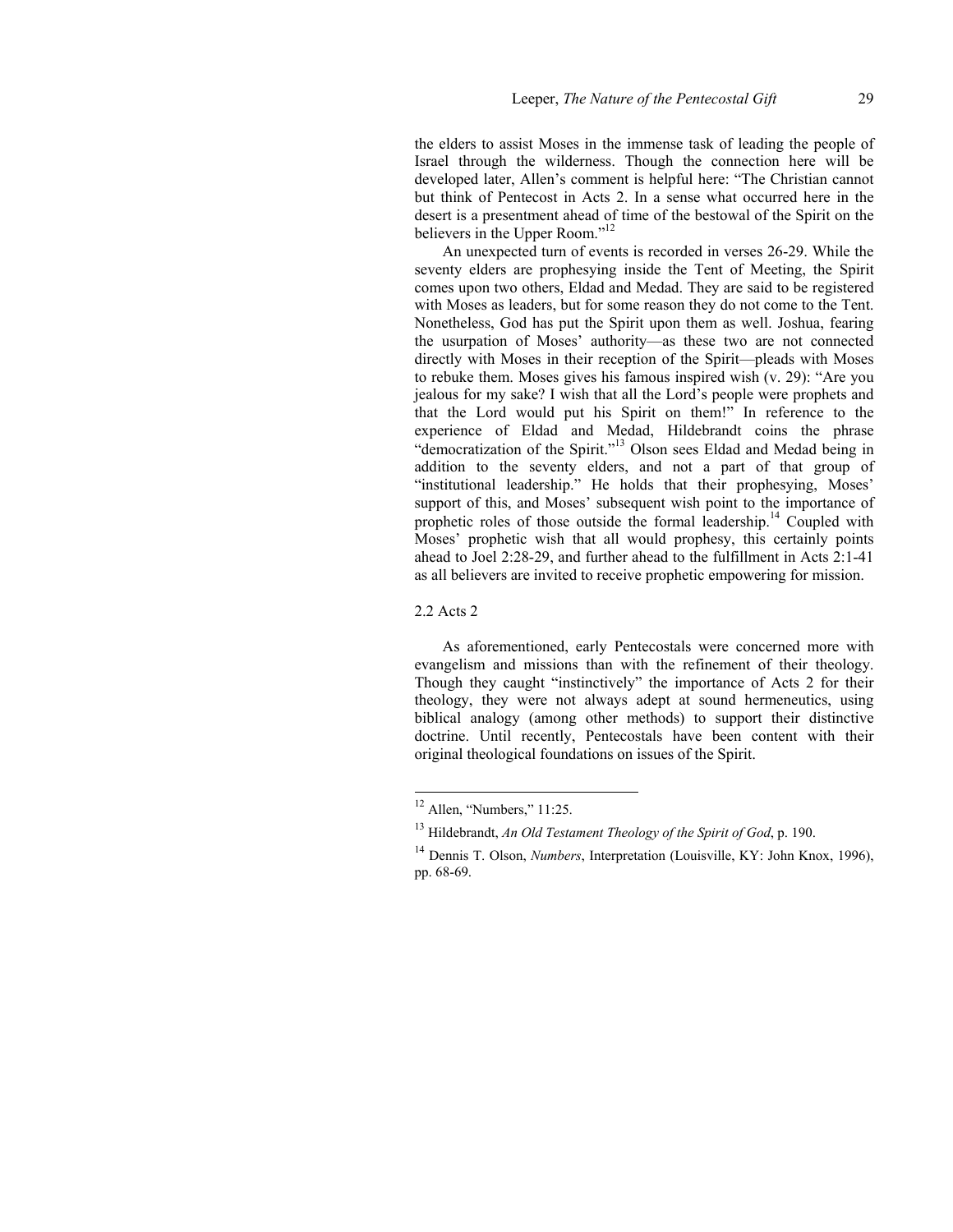the elders to assist Moses in the immense task of leading the people of Israel through the wilderness. Though the connection here will be developed later, Allen's comment is helpful here: "The Christian cannot but think of Pentecost in Acts 2. In a sense what occurred here in the desert is a presentment ahead of time of the bestowal of the Spirit on the believers in the Upper Room."[12]

An unexpected turn of events is recorded in verses 26-29. While the seventy elders are prophesying inside the Tent of Meeting, the Spirit comes upon two others, Eldad and Medad. They are said to be registered with Moses as leaders, but for some reason they do not come to the Tent. Nonetheless, God has put the Spirit upon them as well. Joshua, fearing the usurpation of Moses' authority—as these two are not connected directly with Moses in their reception of the Spirit—pleads with Moses to rebuke them. Moses gives his famous inspired wish (v. 29): "Are you jealous for my sake? I wish that all the Lord's people were prophets and that the Lord would put his Spirit on them!" In reference to the experience of Eldad and Medad, Hildebrandt coins the phrase "democratization of the Spirit."[13] Olson sees Eldad and Medad being in addition to the seventy elders, and not a part of that group of "institutional leadership." He holds that their prophesying, Moses' support of this, and Moses' subsequent wish point to the importance of prophetic roles of those outside the formal leadership.[14] Coupled with Moses' prophetic wish that all would prophesy, this certainly points ahead to Joel 2:28-29, and further ahead to the fulfillment in Acts 2:1-41 as all believers are invited to receive prophetic empowering for mission.

### 2.2 Acts 2

As aforementioned, early Pentecostals were concerned more with evangelism and missions than with the refinement of their theology. Though they caught "instinctively" the importance of Acts 2 for their theology, they were not always adept at sound hermeneutics, using biblical analogy (among other methods) to support their distinctive doctrine. Until recently, Pentecostals have been content with their original theological foundations on issues of the Spirit.

---

[12] Allen, "Numbers," 11:25.

[13] Hildebrandt, *An Old Testament Theology of the Spirit of God*, p. 190.

[14] Dennis T. Olson, *Numbers*, Interpretation (Louisville, KY: John Knox, 1996), pp. 68-69.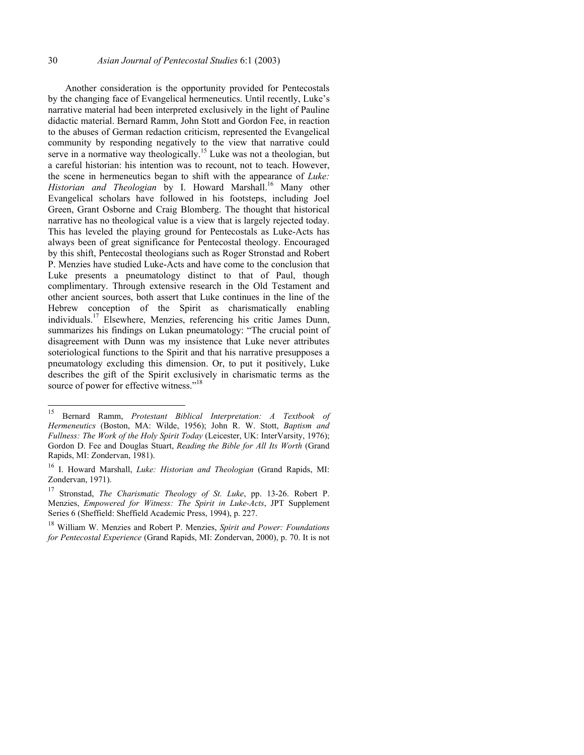Another consideration is the opportunity provided for Pentecostals by the changing face of Evangelical hermeneutics. Until recently, Luke's narrative material had been interpreted exclusively in the light of Pauline didactic material. Bernard Ramm, John Stott and Gordon Fee, in reaction to the abuses of German redaction criticism, represented the Evangelical community by responding negatively to the view that narrative could serve in a normative way theologically.[15] Luke was not a theologian, but a careful historian: his intention was to recount, not to teach. However, the scene in hermeneutics began to shift with the appearance of *Luke: Historian and Theologian* by I. Howard Marshall.[16] Many other Evangelical scholars have followed in his footsteps, including Joel Green, Grant Osborne and Craig Blomberg. The thought that historical narrative has no theological value is a view that is largely rejected today. This has leveled the playing ground for Pentecostals as Luke-Acts has always been of great significance for Pentecostal theology. Encouraged by this shift, Pentecostal theologians such as Roger Stronstad and Robert P. Menzies have studied Luke-Acts and have come to the conclusion that Luke presents a pneumatology distinct to that of Paul, though complimentary. Through extensive research in the Old Testament and other ancient sources, both assert that Luke continues in the line of the Hebrew conception of the Spirit as charismatically enabling individuals.[17] Elsewhere, Menzies, referencing his critic James Dunn, summarizes his findings on Lukan pneumatology: "The crucial point of disagreement with Dunn was my insistence that Luke never attributes soteriological functions to the Spirit and that his narrative presupposes a pneumatology excluding this dimension. Or, to put it positively, Luke describes the gift of the Spirit exclusively in charismatic terms as the source of power for effective witness."[18]

---

[15] Bernard Ramm, *Protestant Biblical Interpretation: A Textbook of Hermeneutics* (Boston, MA: Wilde, 1956); John R. W. Stott, *Baptism and Fullness: The Work of the Holy Spirit Today* (Leicester, UK: InterVarsity, 1976); Gordon D. Fee and Douglas Stuart, *Reading the Bible for All Its Worth* (Grand Rapids, MI: Zondervan, 1981).

[16] I. Howard Marshall, *Luke: Historian and Theologian* (Grand Rapids, MI: Zondervan, 1971).

[17] Stronstad, *The Charismatic Theology of St. Luke*, pp. 13-26. Robert P. Menzies, *Empowered for Witness: The Spirit in Luke-Acts*, JPT Supplement Series 6 (Sheffield: Sheffield Academic Press, 1994), p. 227.

[18] William W. Menzies and Robert P. Menzies, *Spirit and Power: Foundations for Pentecostal Experience* (Grand Rapids, MI: Zondervan, 2000), p. 70. It is not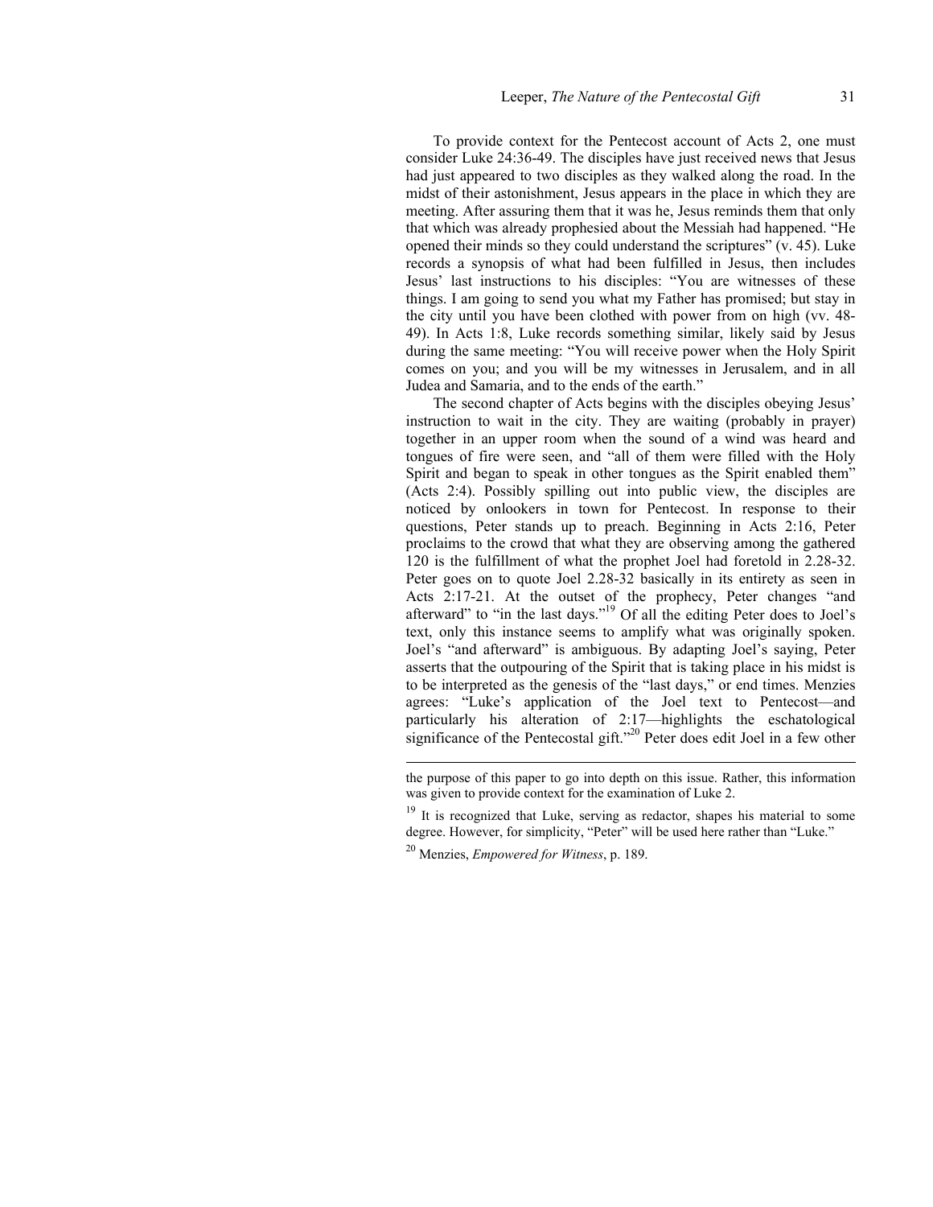To provide context for the Pentecost account of Acts 2, one must consider Luke 24:36-49. The disciples have just received news that Jesus had just appeared to two disciples as they walked along the road. In the midst of their astonishment, Jesus appears in the place in which they are meeting. After assuring them that it was he, Jesus reminds them that only that which was already prophesied about the Messiah had happened. “He opened their minds so they could understand the scriptures” (v. 45). Luke records a synopsis of what had been fulfilled in Jesus, then includes Jesus’ last instructions to his disciples: “You are witnesses of these things. I am going to send you what my Father has promised; but stay in the city until you have been clothed with power from on high (vv. 48-49). In Acts 1:8, Luke records something similar, likely said by Jesus during the same meeting: “You will receive power when the Holy Spirit comes on you; and you will be my witnesses in Jerusalem, and in all Judea and Samaria, and to the ends of the earth.”

The second chapter of Acts begins with the disciples obeying Jesus’ instruction to wait in the city. They are waiting (probably in prayer) together in an upper room when the sound of a wind was heard and tongues of fire were seen, and “all of them were filled with the Holy Spirit and began to speak in other tongues as the Spirit enabled them” (Acts 2:4). Possibly spilling out into public view, the disciples are noticed by onlookers in town for Pentecost. In response to their questions, Peter stands up to preach. Beginning in Acts 2:16, Peter proclaims to the crowd that what they are observing among the gathered 120 is the fulfillment of what the prophet Joel had foretold in 2.28-32. Peter goes on to quote Joel 2.28-32 basically in its entirety as seen in Acts 2:17-21. At the outset of the prophecy, Peter changes “and afterward” to “in the last days.”[19] Of all the editing Peter does to Joel’s text, only this instance seems to amplify what was originally spoken. Joel’s “and afterward” is ambiguous. By adapting Joel’s saying, Peter asserts that the outpouring of the Spirit that is taking place in his midst is to be interpreted as the genesis of the “last days,” or end times. Menzies agrees: “Luke’s application of the Joel text to Pentecost—and particularly his alteration of 2:17—highlights the eschatological significance of the Pentecostal gift.”[20] Peter does edit Joel in a few other

---

the purpose of this paper to go into depth on this issue. Rather, this information was given to provide context for the examination of Luke 2.

[19] It is recognized that Luke, serving as redactor, shapes his material to some degree. However, for simplicity, “Peter” will be used here rather than “Luke.”

[20] Menzies, *Empowered for Witness*, p. 189.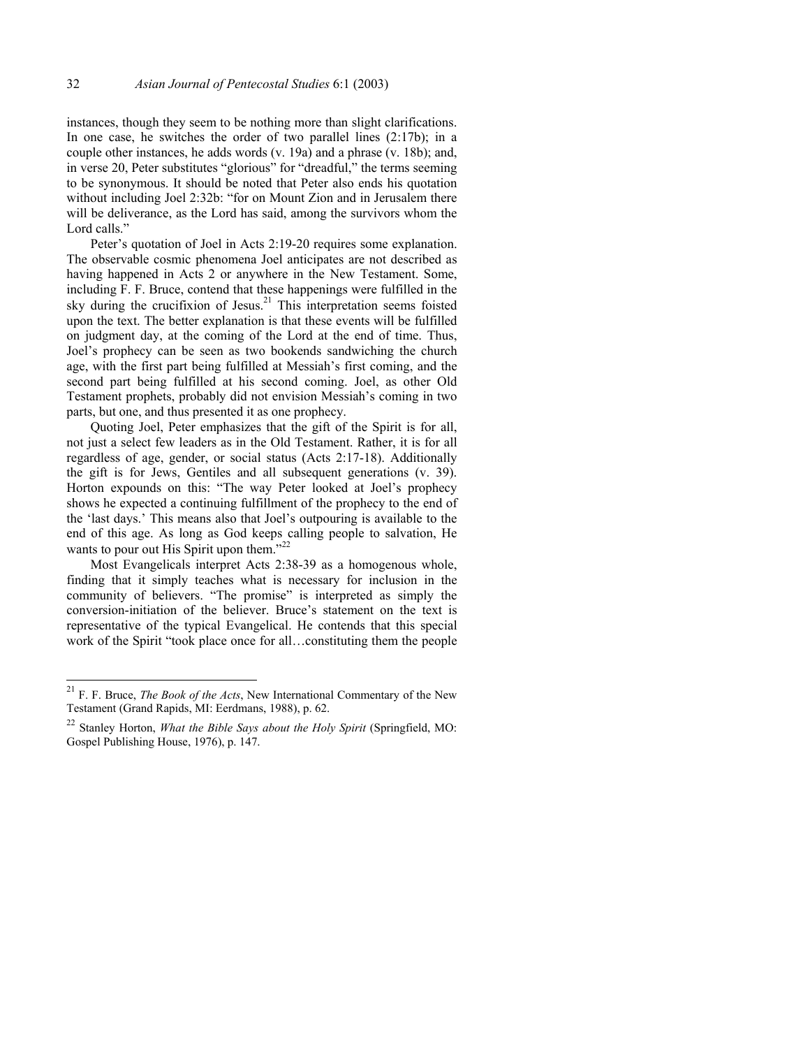instances, though they seem to be nothing more than slight clarifications. In one case, he switches the order of two parallel lines (2:17b); in a couple other instances, he adds words (v. 19a) and a phrase (v. 18b); and, in verse 20, Peter substitutes "glorious" for "dreadful," the terms seeming to be synonymous. It should be noted that Peter also ends his quotation without including Joel 2:32b: "for on Mount Zion and in Jerusalem there will be deliverance, as the Lord has said, among the survivors whom the Lord calls."

Peter's quotation of Joel in Acts 2:19-20 requires some explanation. The observable cosmic phenomena Joel anticipates are not described as having happened in Acts 2 or anywhere in the New Testament. Some, including F. F. Bruce, contend that these happenings were fulfilled in the sky during the crucifixion of Jesus.[21] This interpretation seems foisted upon the text. The better explanation is that these events will be fulfilled on judgment day, at the coming of the Lord at the end of time. Thus, Joel's prophecy can be seen as two bookends sandwiching the church age, with the first part being fulfilled at Messiah's first coming, and the second part being fulfilled at his second coming. Joel, as other Old Testament prophets, probably did not envision Messiah's coming in two parts, but one, and thus presented it as one prophecy.

Quoting Joel, Peter emphasizes that the gift of the Spirit is for all, not just a select few leaders as in the Old Testament. Rather, it is for all regardless of age, gender, or social status (Acts 2:17-18). Additionally the gift is for Jews, Gentiles and all subsequent generations (v. 39). Horton expounds on this: "The way Peter looked at Joel's prophecy shows he expected a continuing fulfillment of the prophecy to the end of the 'last days.' This means also that Joel's outpouring is available to the end of this age. As long as God keeps calling people to salvation, He wants to pour out His Spirit upon them."[22]

Most Evangelicals interpret Acts 2:38-39 as a homogenous whole, finding that it simply teaches what is necessary for inclusion in the community of believers. "The promise" is interpreted as simply the conversion-initiation of the believer. Bruce's statement on the text is representative of the typical Evangelical. He contends that this special work of the Spirit "took place once for all…constituting them the people

---

[21] F. F. Bruce, *The Book of the Acts*, New International Commentary of the New Testament (Grand Rapids, MI: Eerdmans, 1988), p. 62.

[22] Stanley Horton, *What the Bible Says about the Holy Spirit* (Springfield, MO: Gospel Publishing House, 1976), p. 147.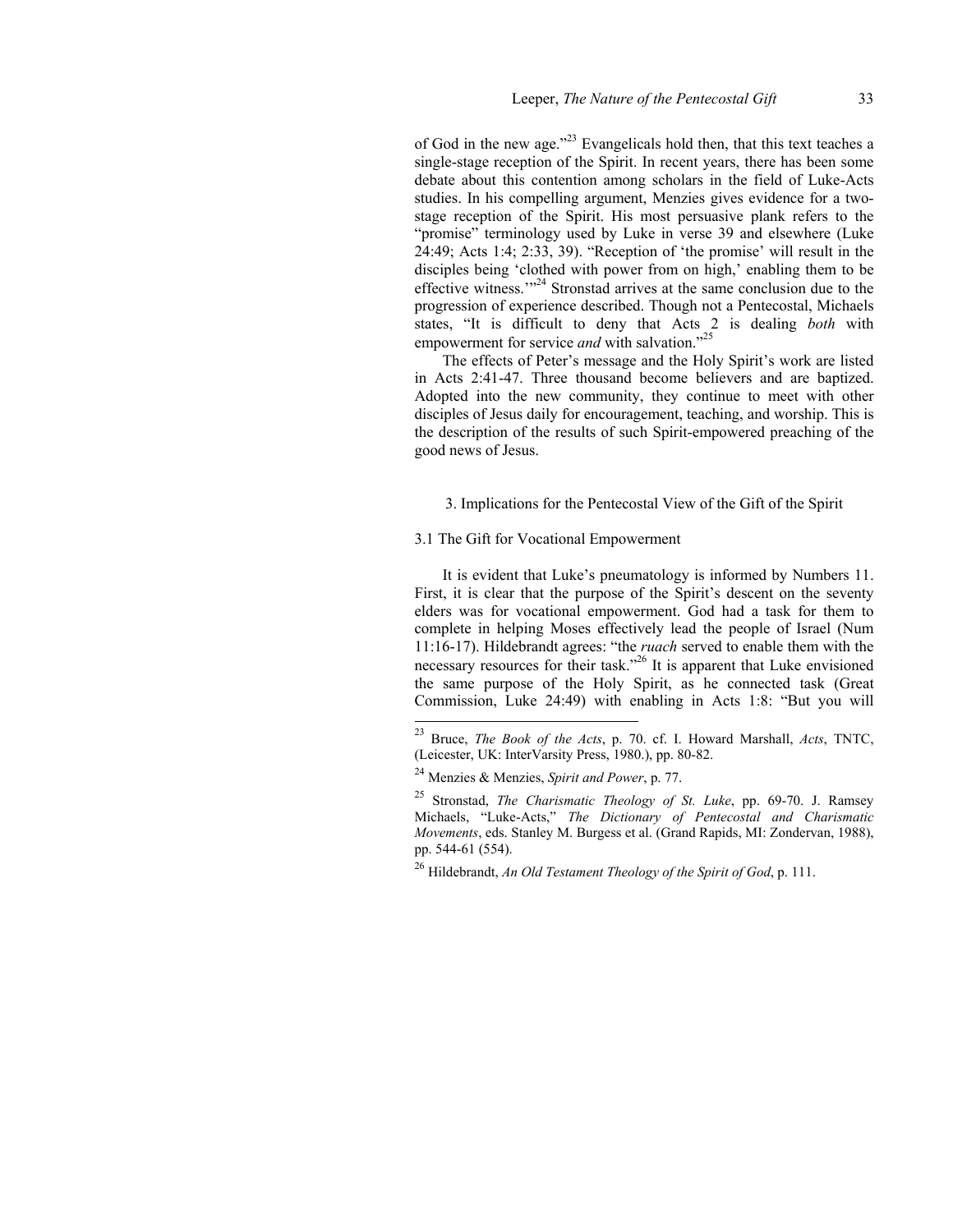of God in the new age."[23] Evangelicals hold then, that this text teaches a single-stage reception of the Spirit. In recent years, there has been some debate about this contention among scholars in the field of Luke-Acts studies. In his compelling argument, Menzies gives evidence for a two-stage reception of the Spirit. His most persuasive plank refers to the "promise" terminology used by Luke in verse 39 and elsewhere (Luke 24:49; Acts 1:4; 2:33, 39). "Reception of 'the promise' will result in the disciples being 'clothed with power from on high,' enabling them to be effective witness.'"[24] Stronstad arrives at the same conclusion due to the progression of experience described. Though not a Pentecostal, Michaels states, "It is difficult to deny that Acts 2 is dealing *both* with empowerment for service *and* with salvation."[25]

The effects of Peter's message and the Holy Spirit's work are listed in Acts 2:41-47. Three thousand become believers and are baptized. Adopted into the new community, they continue to meet with other disciples of Jesus daily for encouragement, teaching, and worship. This is the description of the results of such Spirit-empowered preaching of the good news of Jesus.

## 3. Implications for the Pentecostal View of the Gift of the Spirit

### 3.1 The Gift for Vocational Empowerment

It is evident that Luke's pneumatology is informed by Numbers 11. First, it is clear that the purpose of the Spirit's descent on the seventy elders was for vocational empowerment. God had a task for them to complete in helping Moses effectively lead the people of Israel (Num 11:16-17). Hildebrandt agrees: "the *ruach* served to enable them with the necessary resources for their task."[26] It is apparent that Luke envisioned the same purpose of the Holy Spirit, as he connected task (Great Commission, Luke 24:49) with enabling in Acts 1:8: "But you will

---

[23] Bruce, *The Book of the Acts*, p. 70. cf. I. Howard Marshall, *Acts*, TNTC, (Leicester, UK: InterVarsity Press, 1980.), pp. 80-82.

[24] Menzies & Menzies, *Spirit and Power*, p. 77.

[25] Stronstad, *The Charismatic Theology of St. Luke*, pp. 69-70. J. Ramsey Michaels, "Luke-Acts," *The Dictionary of Pentecostal and Charismatic Movements*, eds. Stanley M. Burgess et al. (Grand Rapids, MI: Zondervan, 1988), pp. 544-61 (554).

[26] Hildebrandt, *An Old Testament Theology of the Spirit of God*, p. 111.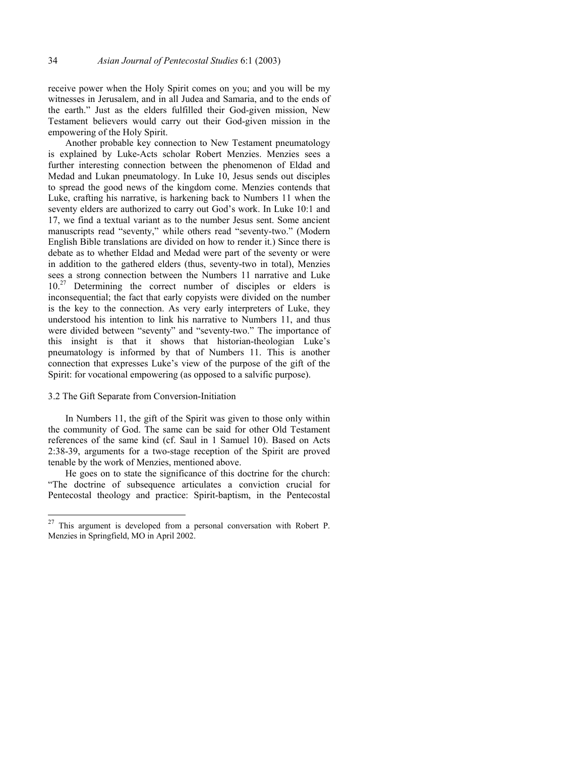receive power when the Holy Spirit comes on you; and you will be my witnesses in Jerusalem, and in all Judea and Samaria, and to the ends of the earth." Just as the elders fulfilled their God-given mission, New Testament believers would carry out their God-given mission in the empowering of the Holy Spirit.

Another probable key connection to New Testament pneumatology is explained by Luke-Acts scholar Robert Menzies. Menzies sees a further interesting connection between the phenomenon of Eldad and Medad and Lukan pneumatology. In Luke 10, Jesus sends out disciples to spread the good news of the kingdom come. Menzies contends that Luke, crafting his narrative, is harkening back to Numbers 11 when the seventy elders are authorized to carry out God's work. In Luke 10:1 and 17, we find a textual variant as to the number Jesus sent. Some ancient manuscripts read "seventy," while others read "seventy-two." (Modern English Bible translations are divided on how to render it.) Since there is debate as to whether Eldad and Medad were part of the seventy or were in addition to the gathered elders (thus, seventy-two in total), Menzies sees a strong connection between the Numbers 11 narrative and Luke 10.[27] Determining the correct number of disciples or elders is inconsequential; the fact that early copyists were divided on the number is the key to the connection. As very early interpreters of Luke, they understood his intention to link his narrative to Numbers 11, and thus were divided between "seventy" and "seventy-two." The importance of this insight is that it shows that historian-theologian Luke's pneumatology is informed by that of Numbers 11. This is another connection that expresses Luke's view of the purpose of the gift of the Spirit: for vocational empowering (as opposed to a salvific purpose).

### 3.2 The Gift Separate from Conversion-Initiation

In Numbers 11, the gift of the Spirit was given to those only within the community of God. The same can be said for other Old Testament references of the same kind (cf. Saul in 1 Samuel 10). Based on Acts 2:38-39, arguments for a two-stage reception of the Spirit are proved tenable by the work of Menzies, mentioned above.

He goes on to state the significance of this doctrine for the church: "The doctrine of subsequence articulates a conviction crucial for Pentecostal theology and practice: Spirit-baptism, in the Pentecostal

---

[27] This argument is developed from a personal conversation with Robert P. Menzies in Springfield, MO in April 2002.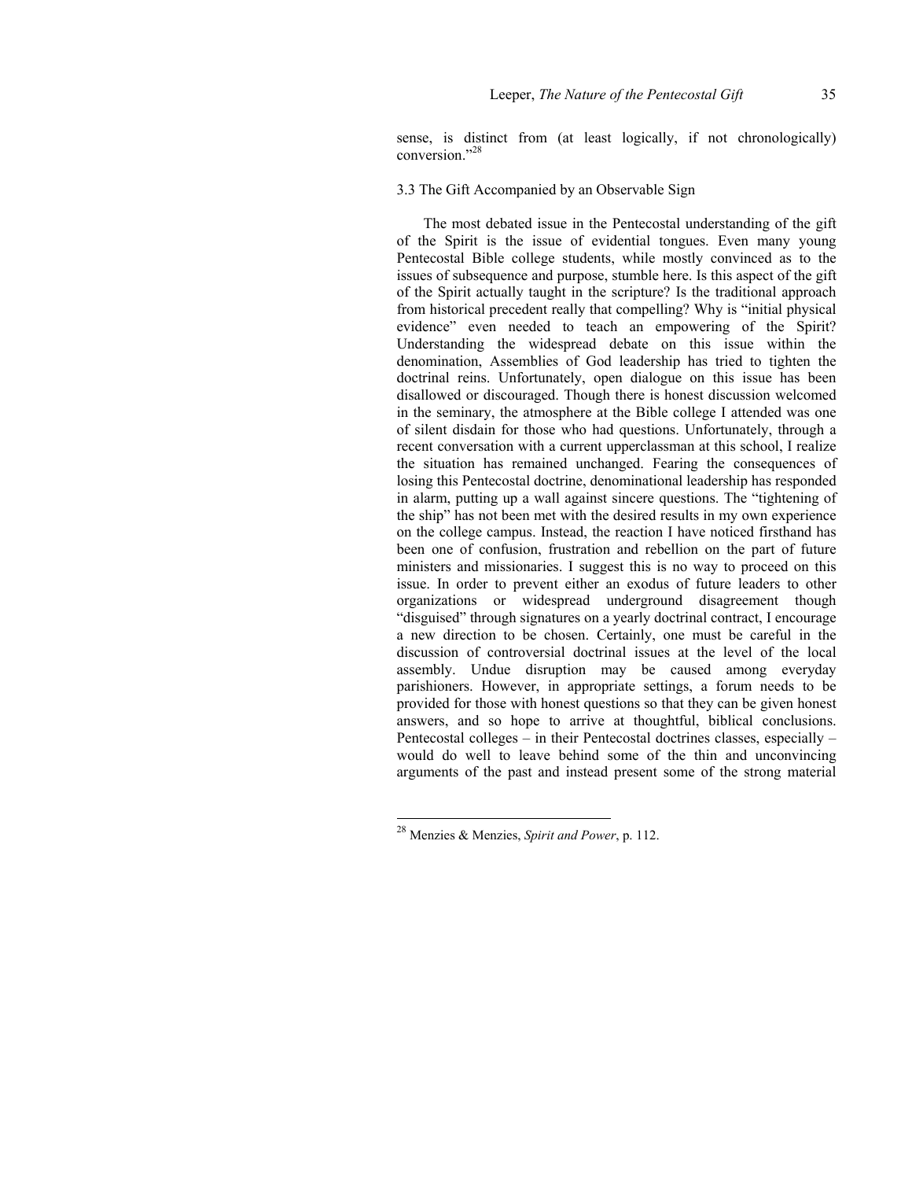sense, is distinct from (at least logically, if not chronologically) conversion."[28]

### 3.3 The Gift Accompanied by an Observable Sign

The most debated issue in the Pentecostal understanding of the gift of the Spirit is the issue of evidential tongues. Even many young Pentecostal Bible college students, while mostly convinced as to the issues of subsequence and purpose, stumble here. Is this aspect of the gift of the Spirit actually taught in the scripture? Is the traditional approach from historical precedent really that compelling? Why is "initial physical evidence" even needed to teach an empowering of the Spirit? Understanding the widespread debate on this issue within the denomination, Assemblies of God leadership has tried to tighten the doctrinal reins. Unfortunately, open dialogue on this issue has been disallowed or discouraged. Though there is honest discussion welcomed in the seminary, the atmosphere at the Bible college I attended was one of silent disdain for those who had questions. Unfortunately, through a recent conversation with a current upperclassman at this school, I realize the situation has remained unchanged. Fearing the consequences of losing this Pentecostal doctrine, denominational leadership has responded in alarm, putting up a wall against sincere questions. The "tightening of the ship" has not been met with the desired results in my own experience on the college campus. Instead, the reaction I have noticed firsthand has been one of confusion, frustration and rebellion on the part of future ministers and missionaries. I suggest this is no way to proceed on this issue. In order to prevent either an exodus of future leaders to other organizations or widespread underground disagreement though "disguised" through signatures on a yearly doctrinal contract, I encourage a new direction to be chosen. Certainly, one must be careful in the discussion of controversial doctrinal issues at the level of the local assembly. Undue disruption may be caused among everyday parishioners. However, in appropriate settings, a forum needs to be provided for those with honest questions so that they can be given honest answers, and so hope to arrive at thoughtful, biblical conclusions. Pentecostal colleges – in their Pentecostal doctrines classes, especially – would do well to leave behind some of the thin and unconvincing arguments of the past and instead present some of the strong material

[28] Menzies & Menzies, *Spirit and Power*, p. 112.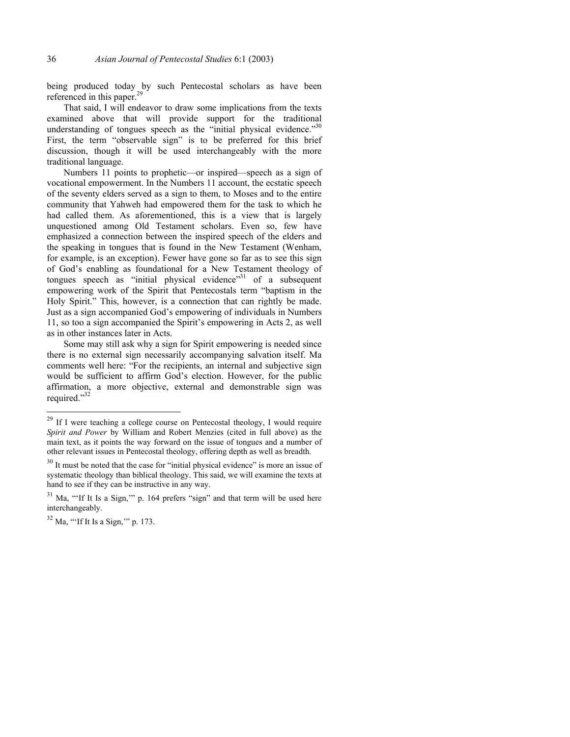being produced today by such Pentecostal scholars as have been referenced in this paper.[29]

That said, I will endeavor to draw some implications from the texts examined above that will provide support for the traditional understanding of tongues speech as the "initial physical evidence."[30] First, the term "observable sign" is to be preferred for this brief discussion, though it will be used interchangeably with the more traditional language.

Numbers 11 points to prophetic—or inspired—speech as a sign of vocational empowerment. In the Numbers 11 account, the ecstatic speech of the seventy elders served as a sign to them, to Moses and to the entire community that Yahweh had empowered them for the task to which he had called them. As aforementioned, this is a view that is largely unquestioned among Old Testament scholars. Even so, few have emphasized a connection between the inspired speech of the elders and the speaking in tongues that is found in the New Testament (Wenham, for example, is an exception). Fewer have gone so far as to see this sign of God's enabling as foundational for a New Testament theology of tongues speech as "initial physical evidence"[31] of a subsequent empowering work of the Spirit that Pentecostals term "baptism in the Holy Spirit." This, however, is a connection that can rightly be made. Just as a sign accompanied God's empowering of individuals in Numbers 11, so too a sign accompanied the Spirit's empowering in Acts 2, as well as in other instances later in Acts.

Some may still ask why a sign for Spirit empowering is needed since there is no external sign necessarily accompanying salvation itself. Ma comments well here: "For the recipients, an internal and subjective sign would be sufficient to affirm God's election. However, for the public affirmation, a more objective, external and demonstrable sign was required."[32]

---

[29] If I were teaching a college course on Pentecostal theology, I would require *Spirit and Power* by William and Robert Menzies (cited in full above) as the main text, as it points the way forward on the issue of tongues and a number of other relevant issues in Pentecostal theology, offering depth as well as breadth.

[30] It must be noted that the case for "initial physical evidence" is more an issue of systematic theology than biblical theology. This said, we will examine the texts at hand to see if they can be instructive in any way.

[31] Ma, "'If It Is a Sign,'" p. 164 prefers "sign" and that term will be used here interchangeably.

[32] Ma, "'If It Is a Sign,'" p. 173.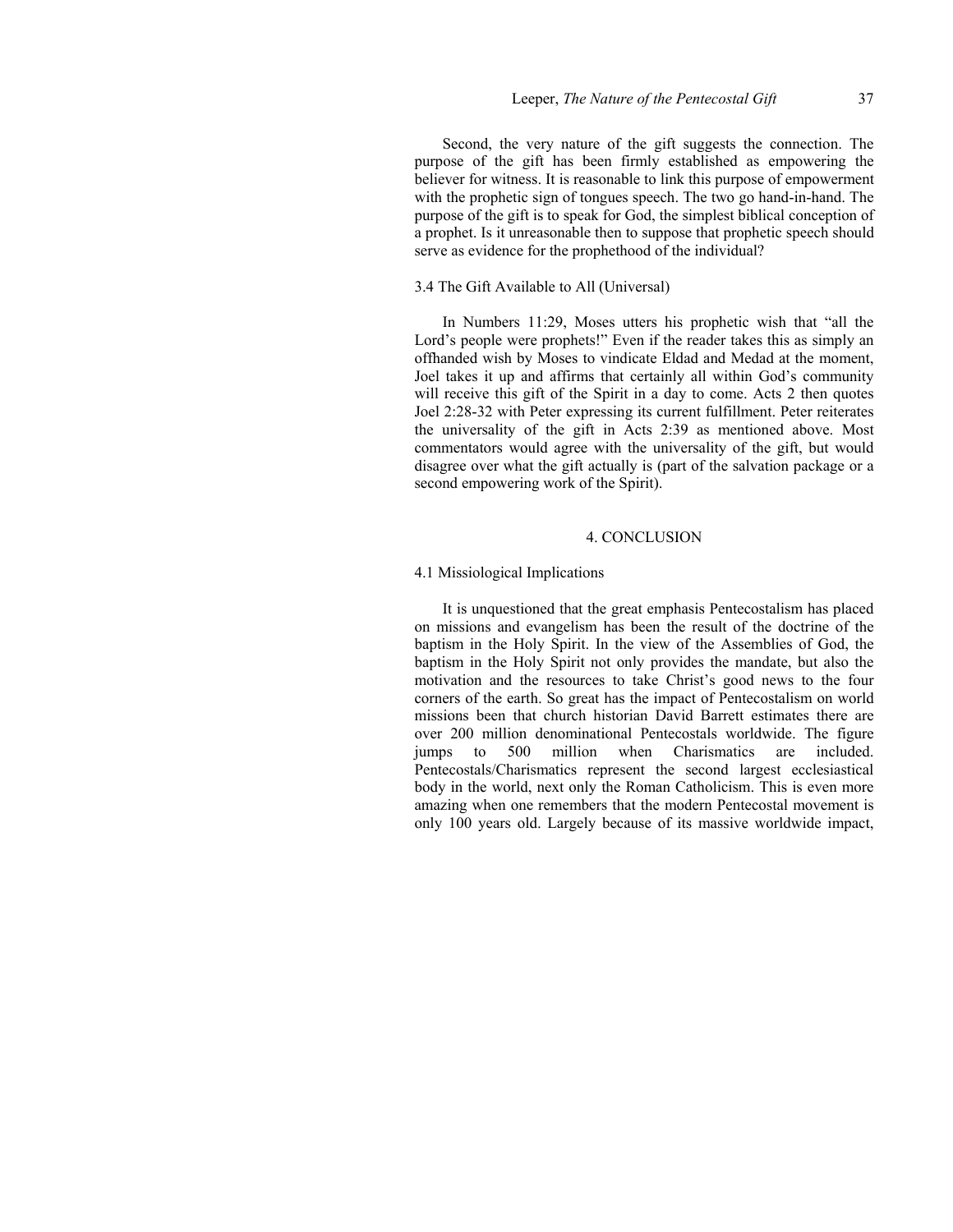Second, the very nature of the gift suggests the connection. The purpose of the gift has been firmly established as empowering the believer for witness. It is reasonable to link this purpose of empowerment with the prophetic sign of tongues speech. The two go hand-in-hand. The purpose of the gift is to speak for God, the simplest biblical conception of a prophet. Is it unreasonable then to suppose that prophetic speech should serve as evidence for the prophethood of the individual?

### 3.4 The Gift Available to All (Universal)

In Numbers 11:29, Moses utters his prophetic wish that "all the Lord's people were prophets!" Even if the reader takes this as simply an offhanded wish by Moses to vindicate Eldad and Medad at the moment, Joel takes it up and affirms that certainly all within God's community will receive this gift of the Spirit in a day to come. Acts 2 then quotes Joel 2:28-32 with Peter expressing its current fulfillment. Peter reiterates the universality of the gift in Acts 2:39 as mentioned above. Most commentators would agree with the universality of the gift, but would disagree over what the gift actually is (part of the salvation package or a second empowering work of the Spirit).

## 4. CONCLUSION

### 4.1 Missiological Implications

It is unquestioned that the great emphasis Pentecostalism has placed on missions and evangelism has been the result of the doctrine of the baptism in the Holy Spirit. In the view of the Assemblies of God, the baptism in the Holy Spirit not only provides the mandate, but also the motivation and the resources to take Christ's good news to the four corners of the earth. So great has the impact of Pentecostalism on world missions been that church historian David Barrett estimates there are over 200 million denominational Pentecostals worldwide. The figure jumps to 500 million when Charismatics are included. Pentecostals/Charismatics represent the second largest ecclesiastical body in the world, next only the Roman Catholicism. This is even more amazing when one remembers that the modern Pentecostal movement is only 100 years old. Largely because of its massive worldwide impact,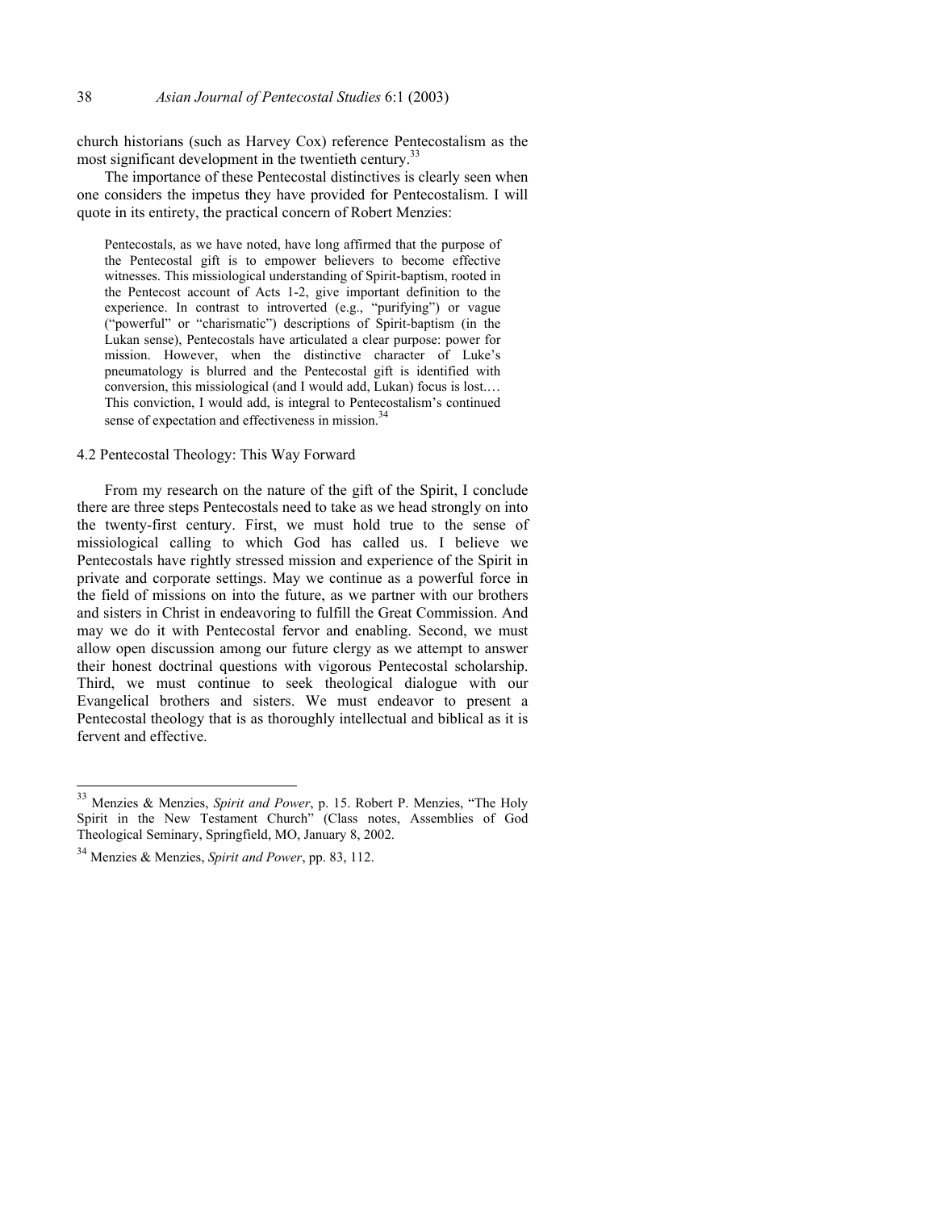church historians (such as Harvey Cox) reference Pentecostalism as the most significant development in the twentieth century.[33]

The importance of these Pentecostal distinctives is clearly seen when one considers the impetus they have provided for Pentecostalism. I will quote in its entirety, the practical concern of Robert Menzies:

> Pentecostals, as we have noted, have long affirmed that the purpose of the Pentecostal gift is to empower believers to become effective witnesses. This missiological understanding of Spirit-baptism, rooted in the Pentecost account of Acts 1-2, give important definition to the experience. In contrast to introverted (e.g., "purifying") or vague ("powerful" or "charismatic") descriptions of Spirit-baptism (in the Lukan sense), Pentecostals have articulated a clear purpose: power for mission. However, when the distinctive character of Luke's pneumatology is blurred and the Pentecostal gift is identified with conversion, this missiological (and I would add, Lukan) focus is lost.… This conviction, I would add, is integral to Pentecostalism's continued sense of expectation and effectiveness in mission.[34]

### 4.2 Pentecostal Theology: This Way Forward

From my research on the nature of the gift of the Spirit, I conclude there are three steps Pentecostals need to take as we head strongly on into the twenty-first century. First, we must hold true to the sense of missiological calling to which God has called us. I believe we Pentecostals have rightly stressed mission and experience of the Spirit in private and corporate settings. May we continue as a powerful force in the field of missions on into the future, as we partner with our brothers and sisters in Christ in endeavoring to fulfill the Great Commission. And may we do it with Pentecostal fervor and enabling. Second, we must allow open discussion among our future clergy as we attempt to answer their honest doctrinal questions with vigorous Pentecostal scholarship. Third, we must continue to seek theological dialogue with our Evangelical brothers and sisters. We must endeavor to present a Pentecostal theology that is as thoroughly intellectual and biblical as it is fervent and effective.

---

[33] Menzies & Menzies, *Spirit and Power*, p. 15. Robert P. Menzies, "The Holy Spirit in the New Testament Church" (Class notes, Assemblies of God Theological Seminary, Springfield, MO, January 8, 2002.

[34] Menzies & Menzies, *Spirit and Power*, pp. 83, 112.